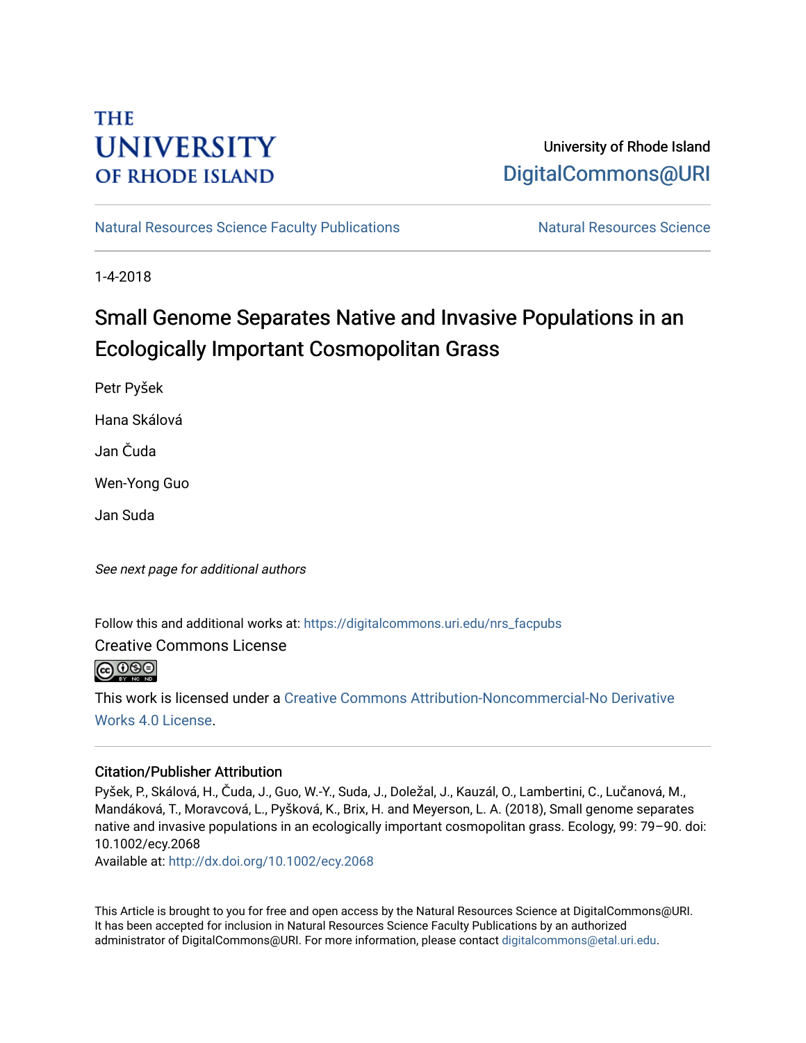THE UNIVERSITY OF RHODE ISLAND

University of Rhode Island
DigitalCommons@URI

Natural Resources Science Faculty Publications | Natural Resources Science

1-4-2018

# Small Genome Separates Native and Invasive Populations in an Ecologically Important Cosmopolitan Grass

Petr Pyšek

Hana Skálová

Jan Čuda

Wen-Yong Guo

Jan Suda

*See next page for additional authors*

Follow this and additional works at: https://digitalcommons.uri.edu/nrs_facpubs

Creative Commons License

This work is licensed under a Creative Commons Attribution-Noncommercial-No Derivative Works 4.0 License.

## Citation/Publisher Attribution

Pyšek, P., Skálová, H., Čuda, J., Guo, W.-Y., Suda, J., Doležal, J., Kauzál, O., Lambertini, C., Lučanová, M., Mandáková, T., Moravcová, L., Pyšková, K., Brix, H. and Meyerson, L. A. (2018), Small genome separates native and invasive populations in an ecologically important cosmopolitan grass. Ecology, 99: 79–90. doi: 10.1002/ecy.2068

Available at: http://dx.doi.org/10.1002/ecy.2068

This Article is brought to you for free and open access by the Natural Resources Science at DigitalCommons@URI. It has been accepted for inclusion in Natural Resources Science Faculty Publications by an authorized administrator of DigitalCommons@URI. For more information, please contact digitalcommons@etal.uri.edu.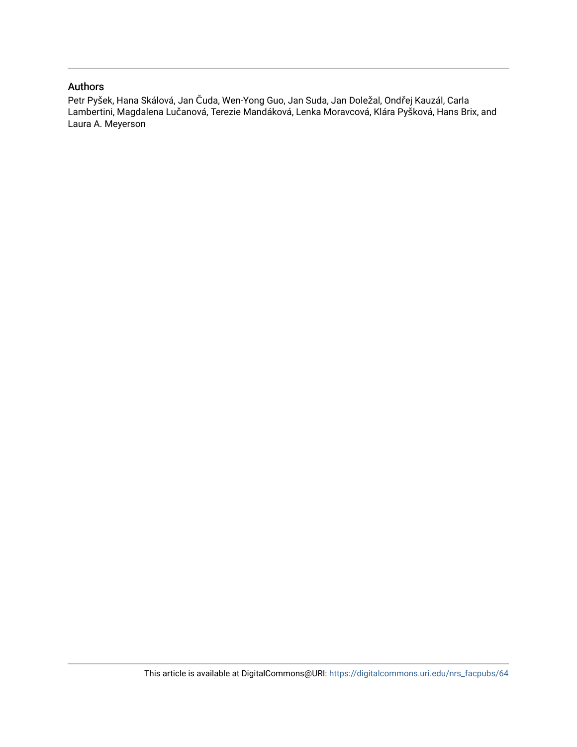## Authors

Petr Pyšek, Hana Skálová, Jan Čuda, Wen-Yong Guo, Jan Suda, Jan Doležal, Ondřej Kauzál, Carla Lambertini, Magdalena Lučanová, Terezie Mandáková, Lenka Moravcová, Klára Pyšková, Hans Brix, and Laura A. Meyerson

This article is available at DigitalCommons@URI: https://digitalcommons.uri.edu/nrs_facpubs/64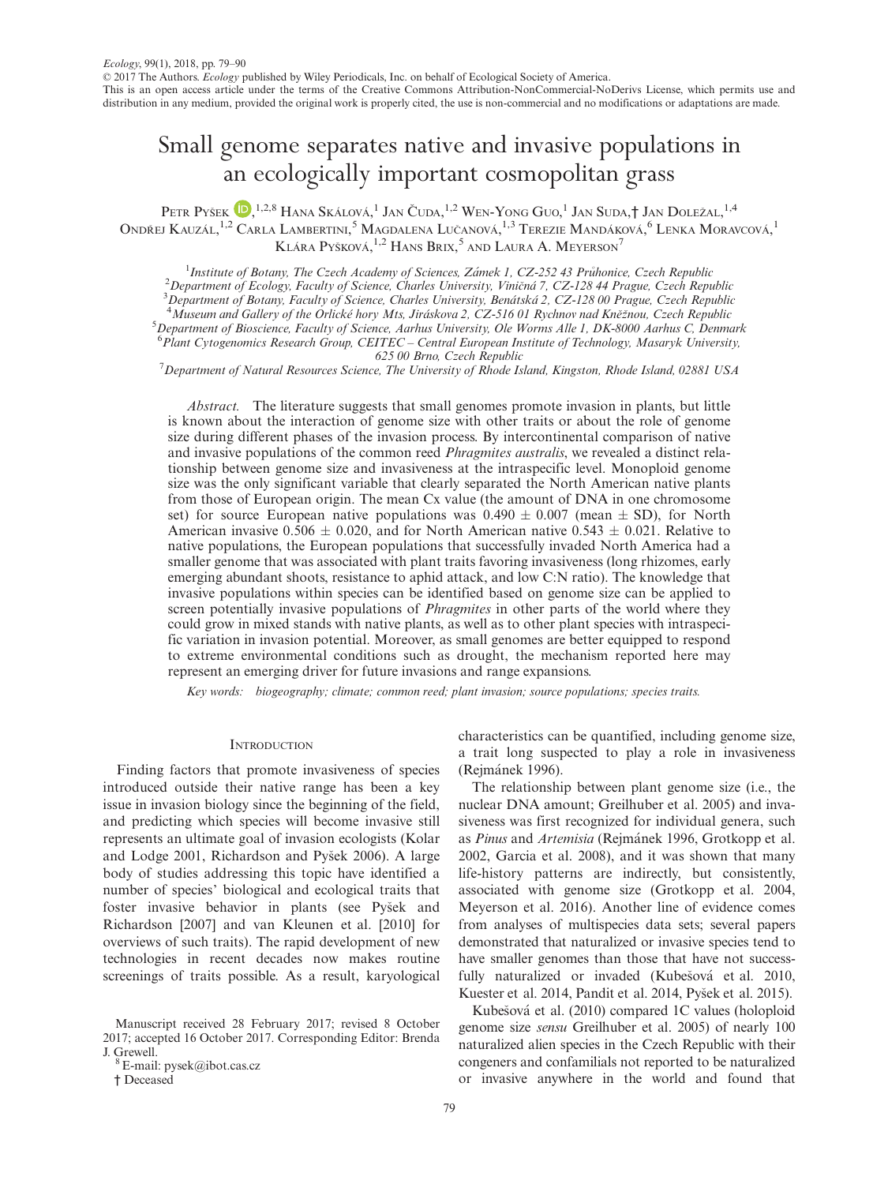*Ecology*, 99(1), 2018, pp. 79–90
© 2017 The Authors. *Ecology* published by Wiley Periodicals, Inc. on behalf of Ecological Society of America.
This is an open access article under the terms of the Creative Commons Attribution-NonCommercial-NoDerivs License, which permits use and distribution in any medium, provided the original work is properly cited, the use is non-commercial and no modifications or adaptations are made.

# Small genome separates native and invasive populations in an ecologically important cosmopolitan grass

Petr Pyšek,[1,2,8] Hana Skálová,[1] Jan Čuda,[1,2] Wen-Yong Guo,[1] Jan Suda,† Jan Doležal,[1,4] Ondřej Kauzál,[1,2] Carla Lambertini,[5] Magdalena Lučanová,[1,3] Terezie Mandáková,[6] Lenka Moravcová,[1] Klára Pyšková,[1,2] Hans Brix,[5] and Laura A. Meyerson[7]

[1]*Institute of Botany, The Czech Academy of Sciences, Zámek 1, CZ-252 43 Průhonice, Czech Republic*
[2]*Department of Ecology, Faculty of Science, Charles University, Viničná 7, CZ-128 44 Prague, Czech Republic*
[3]*Department of Botany, Faculty of Science, Charles University, Benátská 2, CZ-128 00 Prague, Czech Republic*
[4]*Museum and Gallery of the Orlické hory Mts, Jiráskova 2, CZ-516 01 Rychnov nad Kněžnou, Czech Republic*
[5]*Department of Bioscience, Faculty of Science, Aarhus University, Ole Worms Alle 1, DK-8000 Aarhus C, Denmark*
[6]*Plant Cytogenomics Research Group, CEITEC – Central European Institute of Technology, Masaryk University, 625 00 Brno, Czech Republic*
[7]*Department of Natural Resources Science, The University of Rhode Island, Kingston, Rhode Island, 02881 USA*

*Abstract.* The literature suggests that small genomes promote invasion in plants, but little is known about the interaction of genome size with other traits or about the role of genome size during different phases of the invasion process. By intercontinental comparison of native and invasive populations of the common reed *Phragmites australis*, we revealed a distinct relationship between genome size and invasiveness at the intraspecific level. Monoploid genome size was the only significant variable that clearly separated the North American native plants from those of European origin. The mean Cx value (the amount of DNA in one chromosome set) for source European native populations was $0.490 \pm 0.007$ (mean $\pm$ SD), for North American invasive $0.506 \pm 0.020$, and for North American native $0.543 \pm 0.021$. Relative to native populations, the European populations that successfully invaded North America had a smaller genome that was associated with plant traits favoring invasiveness (long rhizomes, early emerging abundant shoots, resistance to aphid attack, and low C:N ratio). The knowledge that invasive populations within species can be identified based on genome size can be applied to screen potentially invasive populations of *Phragmites* in other parts of the world where they could grow in mixed stands with native plants, as well as to other plant species with intraspecific variation in invasion potential. Moreover, as small genomes are better equipped to respond to extreme environmental conditions such as drought, the mechanism reported here may represent an emerging driver for future invasions and range expansions.

*Key words:* biogeography; climate; common reed; plant invasion; source populations; species traits.

## Introduction

Finding factors that promote invasiveness of species introduced outside their native range has been a key issue in invasion biology since the beginning of the field, and predicting which species will become invasive still represents an ultimate goal of invasion ecologists (Kolar and Lodge 2001, Richardson and Pyšek 2006). A large body of studies addressing this topic have identified a number of species' biological and ecological traits that foster invasive behavior in plants (see Pyšek and Richardson [2007] and van Kleunen et al. [2010] for overviews of such traits). The rapid development of new technologies in recent decades now makes routine screenings of traits possible. As a result, karyological characteristics can be quantified, including genome size, a trait long suspected to play a role in invasiveness (Rejmánek 1996).

The relationship between plant genome size (i.e., the nuclear DNA amount; Greilhuber et al. 2005) and invasiveness was first recognized for individual genera, such as *Pinus* and *Artemisia* (Rejmánek 1996, Grotkopp et al. 2002, Garcia et al. 2008), and it was shown that many life-history patterns are indirectly, but consistently, associated with genome size (Grotkopp et al. 2004, Meyerson et al. 2016). Another line of evidence comes from analyses of multispecies data sets; several papers demonstrated that naturalized or invasive species tend to have smaller genomes than those that have not successfully naturalized or invaded (Kubešová et al. 2010, Kuester et al. 2014, Pandit et al. 2014, Pyšek et al. 2015).

Kubešová et al. (2010) compared 1C values (holoploid genome size *sensu* Greilhuber et al. 2005) of nearly 100 naturalized alien species in the Czech Republic with their congeners and confamilials not reported to be naturalized or invasive anywhere in the world and found that

Manuscript received 28 February 2017; revised 8 October 2017; accepted 16 October 2017. Corresponding Editor: Brenda J. Grewell.
[8] E-mail: pysek@ibot.cas.cz
† Deceased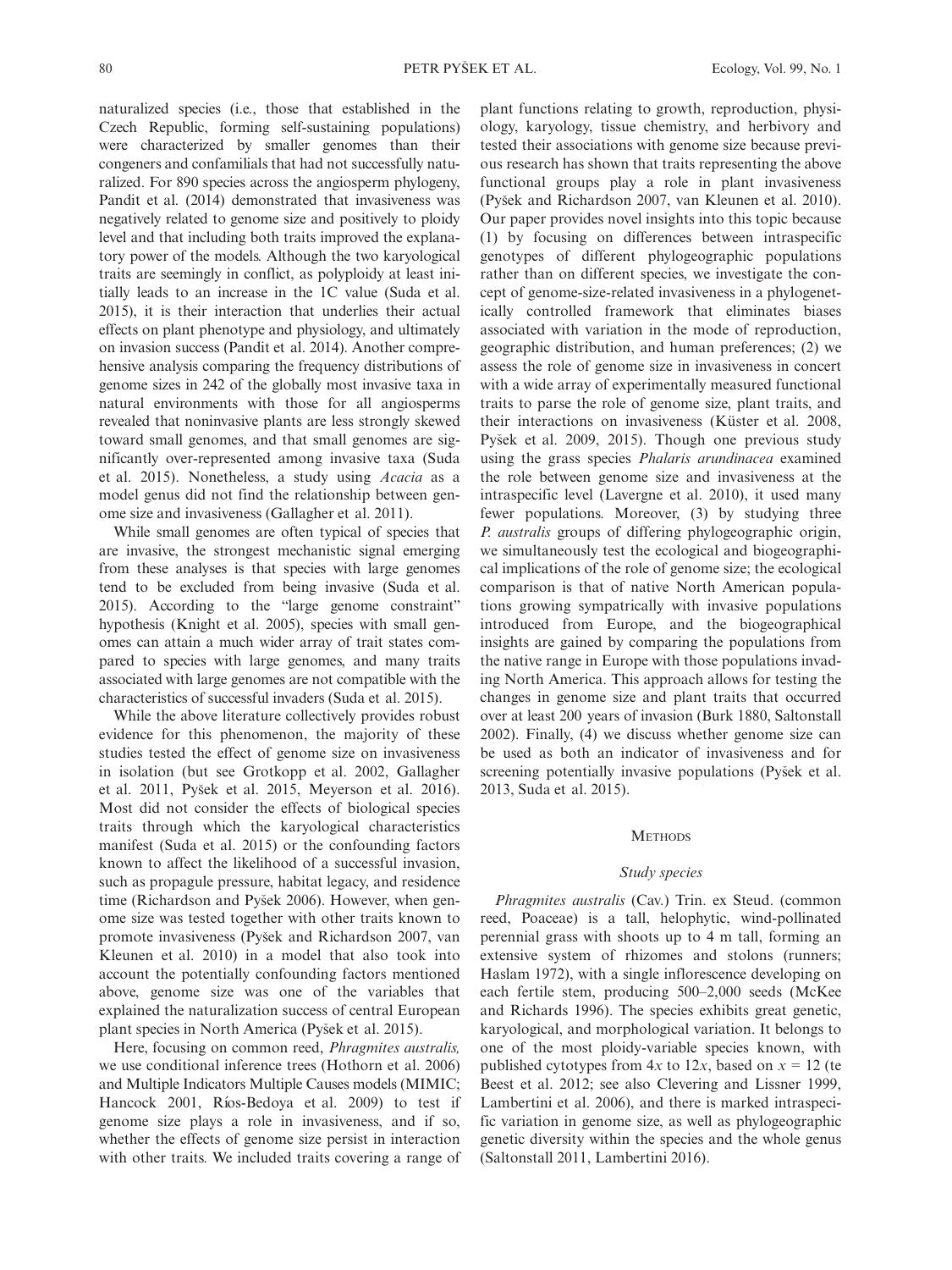naturalized species (i.e., those that established in the Czech Republic, forming self-sustaining populations) were characterized by smaller genomes than their congeners and confamilials that had not successfully naturalized. For 890 species across the angiosperm phylogeny, Pandit et al. (2014) demonstrated that invasiveness was negatively related to genome size and positively to ploidy level and that including both traits improved the explanatory power of the models. Although the two karyological traits are seemingly in conflict, as polyploidy at least initially leads to an increase in the 1C value (Suda et al. 2015), it is their interaction that underlies their actual effects on plant phenotype and physiology, and ultimately on invasion success (Pandit et al. 2014). Another comprehensive analysis comparing the frequency distributions of genome sizes in 242 of the globally most invasive taxa in natural environments with those for all angiosperms revealed that noninvasive plants are less strongly skewed toward small genomes, and that small genomes are significantly over-represented among invasive taxa (Suda et al. 2015). Nonetheless, a study using *Acacia* as a model genus did not find the relationship between genome size and invasiveness (Gallagher et al. 2011).

While small genomes are often typical of species that are invasive, the strongest mechanistic signal emerging from these analyses is that species with large genomes tend to be excluded from being invasive (Suda et al. 2015). According to the "large genome constraint" hypothesis (Knight et al. 2005), species with small genomes can attain a much wider array of trait states compared to species with large genomes, and many traits associated with large genomes are not compatible with the characteristics of successful invaders (Suda et al. 2015).

While the above literature collectively provides robust evidence for this phenomenon, the majority of these studies tested the effect of genome size on invasiveness in isolation (but see Grotkopp et al. 2002, Gallagher et al. 2011, Pyšek et al. 2015, Meyerson et al. 2016). Most did not consider the effects of biological species traits through which the karyological characteristics manifest (Suda et al. 2015) or the confounding factors known to affect the likelihood of a successful invasion, such as propagule pressure, habitat legacy, and residence time (Richardson and Pyšek 2006). However, when genome size was tested together with other traits known to promote invasiveness (Pyšek and Richardson 2007, van Kleunen et al. 2010) in a model that also took into account the potentially confounding factors mentioned above, genome size was one of the variables that explained the naturalization success of central European plant species in North America (Pyšek et al. 2015).

Here, focusing on common reed, *Phragmites australis,* we use conditional inference trees (Hothorn et al. 2006) and Multiple Indicators Multiple Causes models (MIMIC; Hancock 2001, Ríos-Bedoya et al. 2009) to test if genome size plays a role in invasiveness, and if so, whether the effects of genome size persist in interaction with other traits. We included traits covering a range of plant functions relating to growth, reproduction, physiology, karyology, tissue chemistry, and herbivory and tested their associations with genome size because previous research has shown that traits representing the above functional groups play a role in plant invasiveness (Pyšek and Richardson 2007, van Kleunen et al. 2010). Our paper provides novel insights into this topic because (1) by focusing on differences between intraspecific genotypes of different phylogeographic populations rather than on different species, we investigate the concept of genome-size-related invasiveness in a phylogenetically controlled framework that eliminates biases associated with variation in the mode of reproduction, geographic distribution, and human preferences; (2) we assess the role of genome size in invasiveness in concert with a wide array of experimentally measured functional traits to parse the role of genome size, plant traits, and their interactions on invasiveness (Küster et al. 2008, Pyšek et al. 2009, 2015). Though one previous study using the grass species *Phalaris arundinacea* examined the role between genome size and invasiveness at the intraspecific level (Lavergne et al. 2010), it used many fewer populations. Moreover, (3) by studying three *P. australis* groups of differing phylogeographic origin, we simultaneously test the ecological and biogeographical implications of the role of genome size; the ecological comparison is that of native North American populations growing sympatrically with invasive populations introduced from Europe, and the biogeographical insights are gained by comparing the populations from the native range in Europe with those populations invading North America. This approach allows for testing the changes in genome size and plant traits that occurred over at least 200 years of invasion (Burk 1880, Saltonstall 2002). Finally, (4) we discuss whether genome size can be used as both an indicator of invasiveness and for screening potentially invasive populations (Pyšek et al. 2013, Suda et al. 2015).

## Methods

### Study species

*Phragmites australis* (Cav.) Trin. ex Steud. (common reed, Poaceae) is a tall, helophytic, wind-pollinated perennial grass with shoots up to 4 m tall, forming an extensive system of rhizomes and stolons (runners; Haslam 1972), with a single inflorescence developing on each fertile stem, producing 500–2,000 seeds (McKee and Richards 1996). The species exhibits great genetic, karyological, and morphological variation. It belongs to one of the most ploidy-variable species known, with published cytotypes from $4x$ to $12x$, based on $x = 12$ (te Beest et al. 2012; see also Clevering and Lissner 1999, Lambertini et al. 2006), and there is marked intraspecific variation in genome size, as well as phylogeographic genetic diversity within the species and the whole genus (Saltonstall 2011, Lambertini 2016).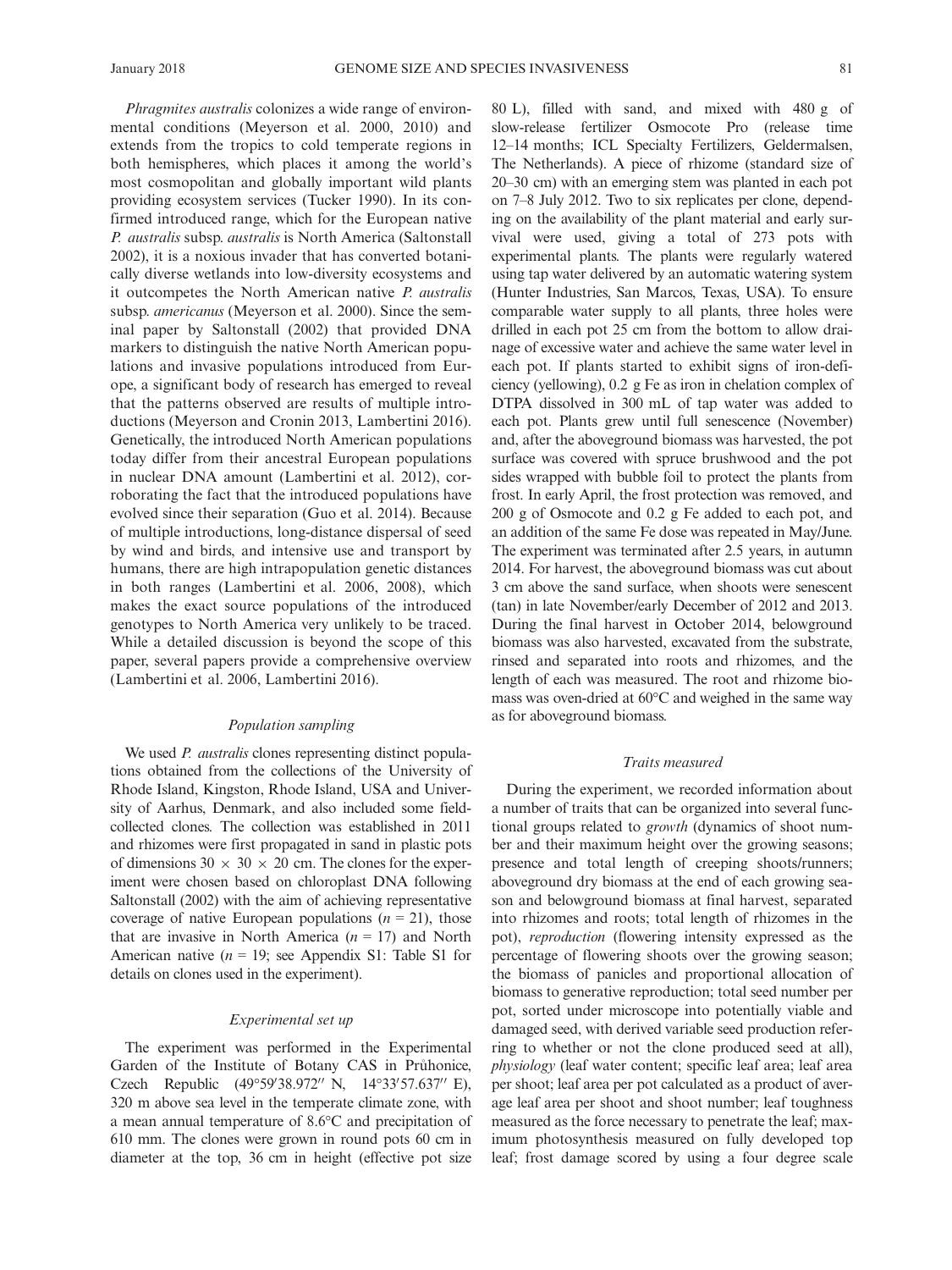*Phragmites australis* colonizes a wide range of environmental conditions (Meyerson et al. 2000, 2010) and extends from the tropics to cold temperate regions in both hemispheres, which places it among the world's most cosmopolitan and globally important wild plants providing ecosystem services (Tucker 1990). In its confirmed introduced range, which for the European native *P. australis* subsp. *australis* is North America (Saltonstall 2002), it is a noxious invader that has converted botanically diverse wetlands into low-diversity ecosystems and it outcompetes the North American native *P. australis* subsp. *americanus* (Meyerson et al. 2000). Since the seminal paper by Saltonstall (2002) that provided DNA markers to distinguish the native North American populations and invasive populations introduced from Europe, a significant body of research has emerged to reveal that the patterns observed are results of multiple introductions (Meyerson and Cronin 2013, Lambertini 2016). Genetically, the introduced North American populations today differ from their ancestral European populations in nuclear DNA amount (Lambertini et al. 2012), corroborating the fact that the introduced populations have evolved since their separation (Guo et al. 2014). Because of multiple introductions, long-distance dispersal of seed by wind and birds, and intensive use and transport by humans, there are high intrapopulation genetic distances in both ranges (Lambertini et al. 2006, 2008), which makes the exact source populations of the introduced genotypes to North America very unlikely to be traced. While a detailed discussion is beyond the scope of this paper, several papers provide a comprehensive overview (Lambertini et al. 2006, Lambertini 2016).

### *Population sampling*

We used *P. australis* clones representing distinct populations obtained from the collections of the University of Rhode Island, Kingston, Rhode Island, USA and University of Aarhus, Denmark, and also included some field-collected clones. The collection was established in 2011 and rhizomes were first propagated in sand in plastic pots of dimensions 30 × 30 × 20 cm. The clones for the experiment were chosen based on chloroplast DNA following Saltonstall (2002) with the aim of achieving representative coverage of native European populations ($n$ = 21), those that are invasive in North America ($n$ = 17) and North American native ($n$ = 19; see Appendix S1: Table S1 for details on clones used in the experiment).

### *Experimental set up*

The experiment was performed in the Experimental Garden of the Institute of Botany CAS in Průhonice, Czech Republic (49°59′38.972″ N, 14°33′57.637″ E), 320 m above sea level in the temperate climate zone, with a mean annual temperature of 8.6°C and precipitation of 610 mm. The clones were grown in round pots 60 cm in diameter at the top, 36 cm in height (effective pot size 80 L), filled with sand, and mixed with 480 g of slow-release fertilizer Osmocote Pro (release time 12–14 months; ICL Specialty Fertilizers, Geldermalsen, The Netherlands). A piece of rhizome (standard size of 20–30 cm) with an emerging stem was planted in each pot on 7–8 July 2012. Two to six replicates per clone, depending on the availability of the plant material and early survival were used, giving a total of 273 pots with experimental plants. The plants were regularly watered using tap water delivered by an automatic watering system (Hunter Industries, San Marcos, Texas, USA). To ensure comparable water supply to all plants, three holes were drilled in each pot 25 cm from the bottom to allow drainage of excessive water and achieve the same water level in each pot. If plants started to exhibit signs of iron-deficiency (yellowing), 0.2 g Fe as iron in chelation complex of DTPA dissolved in 300 mL of tap water was added to each pot. Plants grew until full senescence (November) and, after the aboveground biomass was harvested, the pot surface was covered with spruce brushwood and the pot sides wrapped with bubble foil to protect the plants from frost. In early April, the frost protection was removed, and 200 g of Osmocote and 0.2 g Fe added to each pot, and an addition of the same Fe dose was repeated in May/June. The experiment was terminated after 2.5 years, in autumn 2014. For harvest, the aboveground biomass was cut about 3 cm above the sand surface, when shoots were senescent (tan) in late November/early December of 2012 and 2013. During the final harvest in October 2014, belowground biomass was also harvested, excavated from the substrate, rinsed and separated into roots and rhizomes, and the length of each was measured. The root and rhizome biomass was oven-dried at 60°C and weighed in the same way as for aboveground biomass.

### *Traits measured*

During the experiment, we recorded information about a number of traits that can be organized into several functional groups related to *growth* (dynamics of shoot number and their maximum height over the growing seasons; presence and total length of creeping shoots/runners; aboveground dry biomass at the end of each growing season and belowground biomass at final harvest, separated into rhizomes and roots; total length of rhizomes in the pot), *reproduction* (flowering intensity expressed as the percentage of flowering shoots over the growing season; the biomass of panicles and proportional allocation of biomass to generative reproduction; total seed number per pot, sorted under microscope into potentially viable and damaged seed, with derived variable seed production referring to whether or not the clone produced seed at all), *physiology* (leaf water content; specific leaf area; leaf area per shoot; leaf area per pot calculated as a product of average leaf area per shoot and shoot number; leaf toughness measured as the force necessary to penetrate the leaf; maximum photosynthesis measured on fully developed top leaf; frost damage scored by using a four degree scale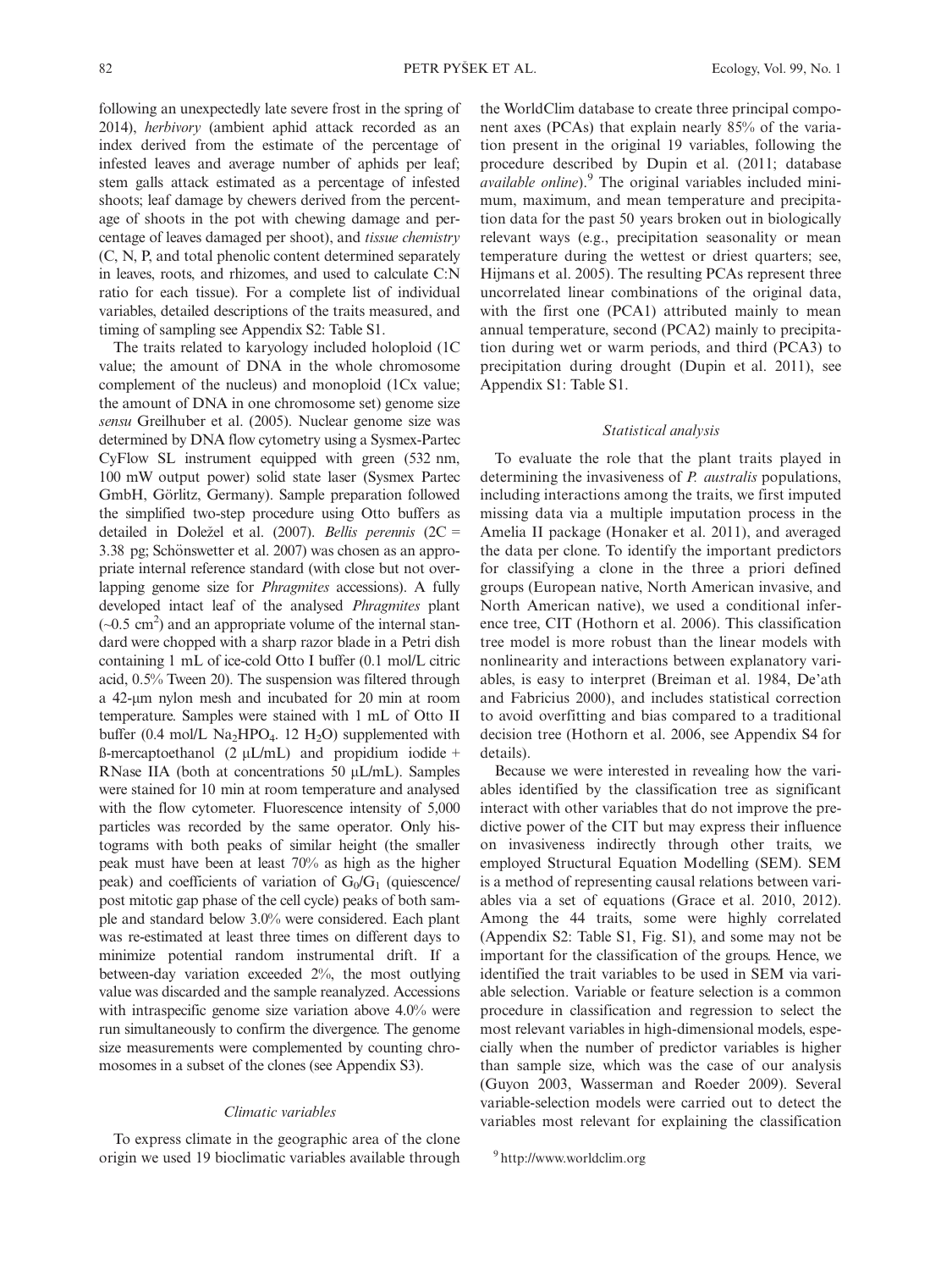following an unexpectedly late severe frost in the spring of 2014), *herbivory* (ambient aphid attack recorded as an index derived from the estimate of the percentage of infested leaves and average number of aphids per leaf; stem galls attack estimated as a percentage of infested shoots; leaf damage by chewers derived from the percentage of shoots in the pot with chewing damage and percentage of leaves damaged per shoot), and *tissue chemistry* (C, N, P, and total phenolic content determined separately in leaves, roots, and rhizomes, and used to calculate C:N ratio for each tissue). For a complete list of individual variables, detailed descriptions of the traits measured, and timing of sampling see Appendix S2: Table S1.

The traits related to karyology included holoploid (1C value; the amount of DNA in the whole chromosome complement of the nucleus) and monoploid (1Cx value; the amount of DNA in one chromosome set) genome size *sensu* Greilhuber et al. (2005). Nuclear genome size was determined by DNA flow cytometry using a Sysmex-Partec CyFlow SL instrument equipped with green (532 nm, 100 mW output power) solid state laser (Sysmex Partec GmbH, Görlitz, Germany). Sample preparation followed the simplified two-step procedure using Otto buffers as detailed in Doležel et al. (2007). *Bellis perennis* (2C = 3.38 pg; Schönswetter et al. 2007) was chosen as an appropriate internal reference standard (with close but not overlapping genome size for *Phragmites* accessions). A fully developed intact leaf of the analysed *Phragmites* plant (~0.5 $cm^2$) and an appropriate volume of the internal standard were chopped with a sharp razor blade in a Petri dish containing 1 mL of ice-cold Otto I buffer (0.1 mol/L citric acid, 0.5% Tween 20). The suspension was filtered through a 42-μm nylon mesh and incubated for 20 min at room temperature. Samples were stained with 1 mL of Otto II buffer (0.4 mol/L $Na_2HPO_4$. 12 $H_2O$) supplemented with ß-mercaptoethanol (2 μL/mL) and propidium iodide + RNase IIA (both at concentrations 50 μL/mL). Samples were stained for 10 min at room temperature and analysed with the flow cytometer. Fluorescence intensity of 5,000 particles was recorded by the same operator. Only histograms with both peaks of similar height (the smaller peak must have been at least 70% as high as the higher peak) and coefficients of variation of $G_0/G_1$ (quiescence/post mitotic gap phase of the cell cycle) peaks of both sample and standard below 3.0% were considered. Each plant was re-estimated at least three times on different days to minimize potential random instrumental drift. If a between-day variation exceeded 2%, the most outlying value was discarded and the sample reanalyzed. Accessions with intraspecific genome size variation above 4.0% were run simultaneously to confirm the divergence. The genome size measurements were complemented by counting chromosomes in a subset of the clones (see Appendix S3).

### Climatic variables

To express climate in the geographic area of the clone origin we used 19 bioclimatic variables available through the WorldClim database to create three principal component axes (PCAs) that explain nearly 85% of the variation present in the original 19 variables, following the procedure described by Dupin et al. (2011; database *available online*).[9] The original variables included minimum, maximum, and mean temperature and precipitation data for the past 50 years broken out in biologically relevant ways (e.g., precipitation seasonality or mean temperature during the wettest or driest quarters; see, Hijmans et al. 2005). The resulting PCAs represent three uncorrelated linear combinations of the original data, with the first one (PCA1) attributed mainly to mean annual temperature, second (PCA2) mainly to precipitation during wet or warm periods, and third (PCA3) to precipitation during drought (Dupin et al. 2011), see Appendix S1: Table S1.

### Statistical analysis

To evaluate the role that the plant traits played in determining the invasiveness of *P. australis* populations, including interactions among the traits, we first imputed missing data via a multiple imputation process in the Amelia II package (Honaker et al. 2011), and averaged the data per clone. To identify the important predictors for classifying a clone in the three a priori defined groups (European native, North American invasive, and North American native), we used a conditional inference tree, CIT (Hothorn et al. 2006). This classification tree model is more robust than the linear models with nonlinearity and interactions between explanatory variables, is easy to interpret (Breiman et al. 1984, De'ath and Fabricius 2000), and includes statistical correction to avoid overfitting and bias compared to a traditional decision tree (Hothorn et al. 2006, see Appendix S4 for details).

Because we were interested in revealing how the variables identified by the classification tree as significant interact with other variables that do not improve the predictive power of the CIT but may express their influence on invasiveness indirectly through other traits, we employed Structural Equation Modelling (SEM). SEM is a method of representing causal relations between variables via a set of equations (Grace et al. 2010, 2012). Among the 44 traits, some were highly correlated (Appendix S2: Table S1, Fig. S1), and some may not be important for the classification of the groups. Hence, we identified the trait variables to be used in SEM via variable selection. Variable or feature selection is a common procedure in classification and regression to select the most relevant variables in high-dimensional models, especially when the number of predictor variables is higher than sample size, which was the case of our analysis (Guyon 2003, Wasserman and Roeder 2009). Several variable-selection models were carried out to detect the variables most relevant for explaining the classification

[9] http://www.worldclim.org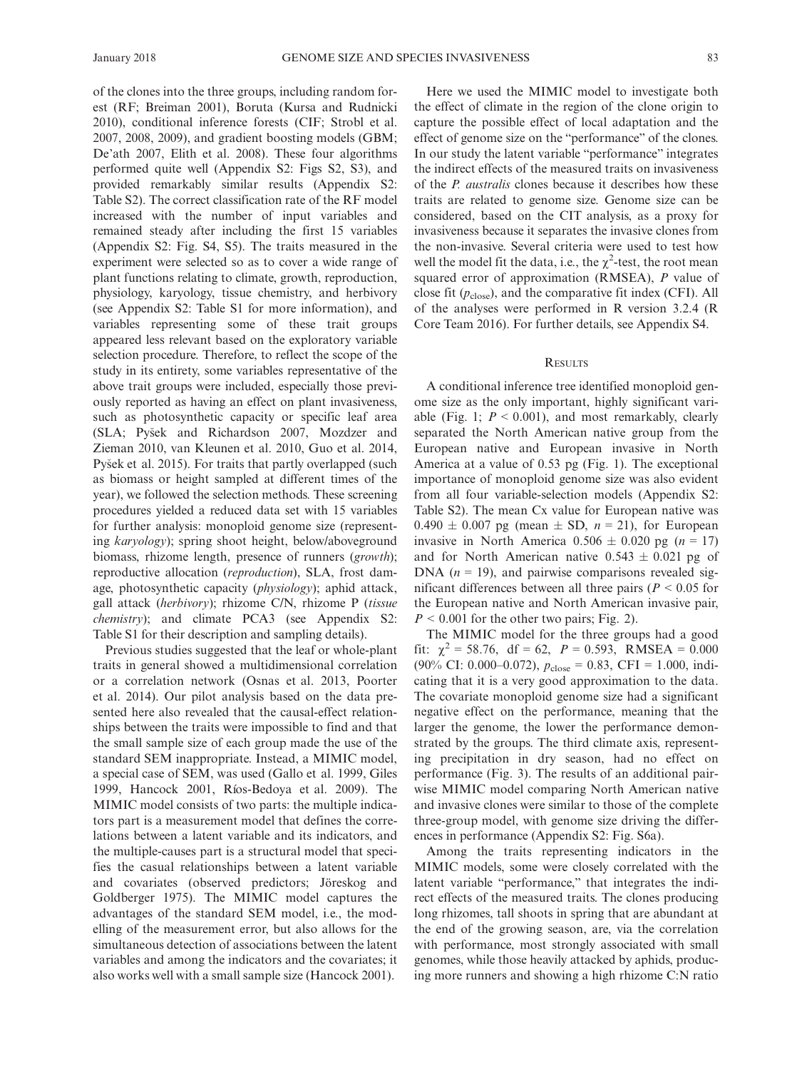of the clones into the three groups, including random forest (RF; Breiman 2001), Boruta (Kursa and Rudnicki 2010), conditional inference forests (CIF; Strobl et al. 2007, 2008, 2009), and gradient boosting models (GBM; De'ath 2007, Elith et al. 2008). These four algorithms performed quite well (Appendix S2: Figs S2, S3), and provided remarkably similar results (Appendix S2: Table S2). The correct classification rate of the RF model increased with the number of input variables and remained steady after including the first 15 variables (Appendix S2: Fig. S4, S5). The traits measured in the experiment were selected so as to cover a wide range of plant functions relating to climate, growth, reproduction, physiology, karyology, tissue chemistry, and herbivory (see Appendix S2: Table S1 for more information), and variables representing some of these trait groups appeared less relevant based on the exploratory variable selection procedure. Therefore, to reflect the scope of the study in its entirety, some variables representative of the above trait groups were included, especially those previously reported as having an effect on plant invasiveness, such as photosynthetic capacity or specific leaf area (SLA; Pyšek and Richardson 2007, Mozdzer and Zieman 2010, van Kleunen et al. 2010, Guo et al. 2014, Pyšek et al. 2015). For traits that partly overlapped (such as biomass or height sampled at different times of the year), we followed the selection methods. These screening procedures yielded a reduced data set with 15 variables for further analysis: monoploid genome size (representing *karyology*); spring shoot height, below/aboveground biomass, rhizome length, presence of runners (*growth*); reproductive allocation (*reproduction*), SLA, frost damage, photosynthetic capacity (*physiology*); aphid attack, gall attack (*herbivory*); rhizome C/N, rhizome P (*tissue chemistry*); and climate PCA3 (see Appendix S2: Table S1 for their description and sampling details).

Previous studies suggested that the leaf or whole-plant traits in general showed a multidimensional correlation or a correlation network (Osnas et al. 2013, Poorter et al. 2014). Our pilot analysis based on the data presented here also revealed that the causal-effect relationships between the traits were impossible to find and that the small sample size of each group made the use of the standard SEM inappropriate. Instead, a MIMIC model, a special case of SEM, was used (Gallo et al. 1999, Giles 1999, Hancock 2001, Ríos-Bedoya et al. 2009). The MIMIC model consists of two parts: the multiple indicators part is a measurement model that defines the correlations between a latent variable and its indicators, and the multiple-causes part is a structural model that specifies the casual relationships between a latent variable and covariates (observed predictors; Jöreskog and Goldberger 1975). The MIMIC model captures the advantages of the standard SEM model, i.e., the modelling of the measurement error, but also allows for the simultaneous detection of associations between the latent variables and among the indicators and the covariates; it also works well with a small sample size (Hancock 2001).

Here we used the MIMIC model to investigate both the effect of climate in the region of the clone origin to capture the possible effect of local adaptation and the effect of genome size on the "performance" of the clones. In our study the latent variable "performance" integrates the indirect effects of the measured traits on invasiveness of the *P. australis* clones because it describes how these traits are related to genome size. Genome size can be considered, based on the CIT analysis, as a proxy for invasiveness because it separates the invasive clones from the non-invasive. Several criteria were used to test how well the model fit the data, i.e., the $\chi^2$-test, the root mean squared error of approximation (RMSEA), $P$ value of close fit ($p_{close}$), and the comparative fit index (CFI). All of the analyses were performed in R version 3.2.4 (R Core Team 2016). For further details, see Appendix S4.

## Results

A conditional inference tree identified monoploid genome size as the only important, highly significant variable (Fig. 1; $P < 0.001$), and most remarkably, clearly separated the North American native group from the European native and European invasive in North America at a value of 0.53 pg (Fig. 1). The exceptional importance of monoploid genome size was also evident from all four variable-selection models (Appendix S2: Table S2). The mean Cx value for European native was $0.490 \pm 0.007$ pg (mean $\pm$ SD, $n = 21$), for European invasive in North America $0.506 \pm 0.020$ pg ($n = 17$) and for North American native $0.543 \pm 0.021$ pg of DNA ($n = 19$), and pairwise comparisons revealed significant differences between all three pairs ($P < 0.05$ for the European native and North American invasive pair, $P < 0.001$ for the other two pairs; Fig. 2).

The MIMIC model for the three groups had a good fit: $\chi^2 = 58.76$, df = 62, $P = 0.593$, RMSEA = 0.000 (90% CI: 0.000–0.072), $p_{close} = 0.83$, CFI = 1.000, indicating that it is a very good approximation to the data. The covariate monoploid genome size had a significant negative effect on the performance, meaning that the larger the genome, the lower the performance demonstrated by the groups. The third climate axis, representing precipitation in dry season, had no effect on performance (Fig. 3). The results of an additional pairwise MIMIC model comparing North American native and invasive clones were similar to those of the complete three-group model, with genome size driving the differences in performance (Appendix S2: Fig. S6a).

Among the traits representing indicators in the MIMIC models, some were closely correlated with the latent variable "performance," that integrates the indirect effects of the measured traits. The clones producing long rhizomes, tall shoots in spring that are abundant at the end of the growing season, are, via the correlation with performance, most strongly associated with small genomes, while those heavily attacked by aphids, producing more runners and showing a high rhizome C:N ratio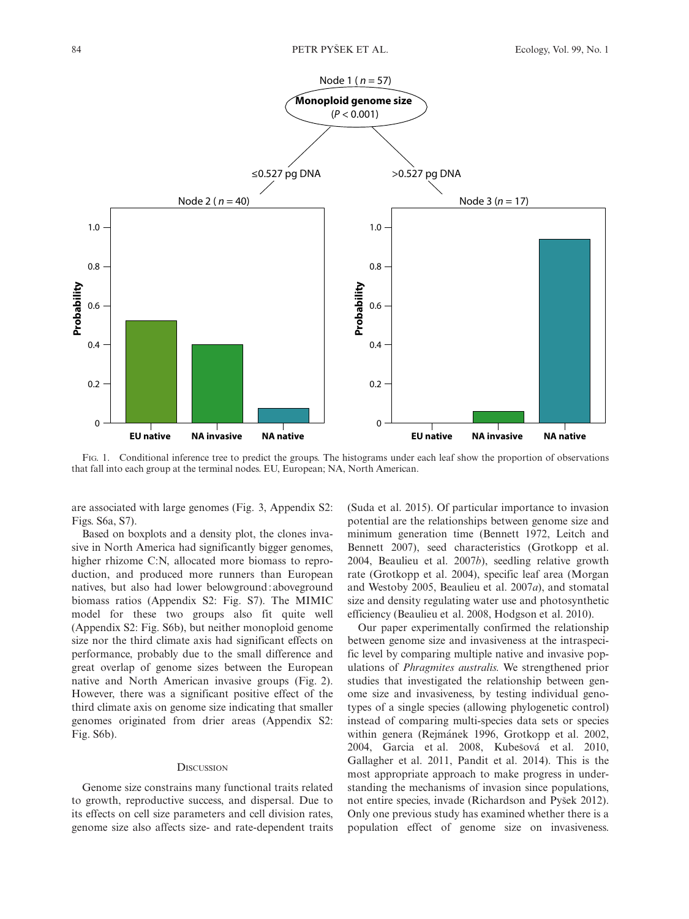FIG. 1. Conditional inference tree to predict the groups. The histograms under each leaf show the proportion of observations that fall into each group at the terminal nodes. EU, European; NA, North American.

are associated with large genomes (Fig. 3, Appendix S2: Figs. S6a, S7).

Based on boxplots and a density plot, the clones invasive in North America had significantly bigger genomes, higher rhizome C:N, allocated more biomass to reproduction, and produced more runners than European natives, but also had lower belowground : aboveground biomass ratios (Appendix S2: Fig. S7). The MIMIC model for these two groups also fit quite well (Appendix S2: Fig. S6b), but neither monoploid genome size nor the third climate axis had significant effects on performance, probably due to the small difference and great overlap of genome sizes between the European native and North American invasive groups (Fig. 2). However, there was a significant positive effect of the third climate axis on genome size indicating that smaller genomes originated from drier areas (Appendix S2: Fig. S6b).

## DISCUSSION

Genome size constrains many functional traits related to growth, reproductive success, and dispersal. Due to its effects on cell size parameters and cell division rates, genome size also affects size- and rate-dependent traits (Suda et al. 2015). Of particular importance to invasion potential are the relationships between genome size and minimum generation time (Bennett 1972, Leitch and Bennett 2007), seed characteristics (Grotkopp et al. 2004, Beaulieu et al. 2007*b*), seedling relative growth rate (Grotkopp et al. 2004), specific leaf area (Morgan and Westoby 2005, Beaulieu et al. 2007*a*), and stomatal size and density regulating water use and photosynthetic efficiency (Beaulieu et al. 2008, Hodgson et al. 2010).

Our paper experimentally confirmed the relationship between genome size and invasiveness at the intraspecific level by comparing multiple native and invasive populations of *Phragmites australis*. We strengthened prior studies that investigated the relationship between genome size and invasiveness, by testing individual genotypes of a single species (allowing phylogenetic control) instead of comparing multi-species data sets or species within genera (Rejmánek 1996, Grotkopp et al. 2002, 2004, Garcia et al. 2008, Kubešová et al. 2010, Gallagher et al. 2011, Pandit et al. 2014). This is the most appropriate approach to make progress in understanding the mechanisms of invasion since populations, not entire species, invade (Richardson and Pyšek 2012). Only one previous study has examined whether there is a population effect of genome size on invasiveness.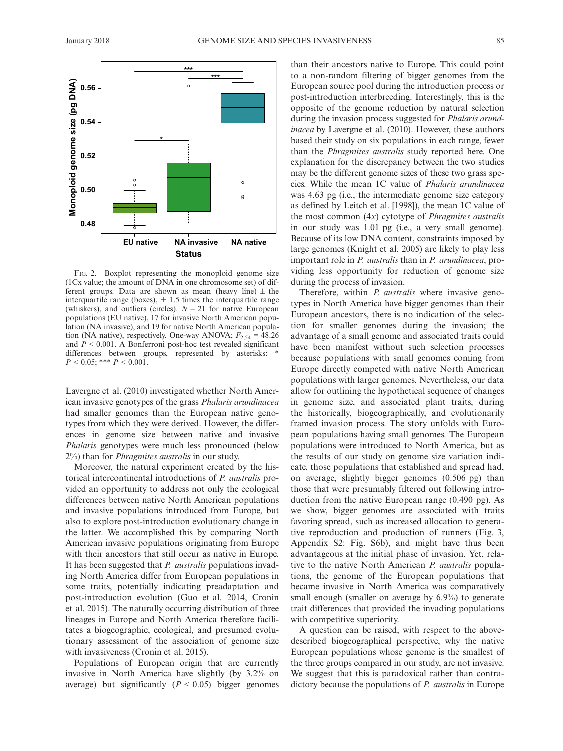FIG. 2. Boxplot representing the monoploid genome size (1Cx value; the amount of DNA in one chromosome set) of different groups. Data are shown as mean (heavy line) ± the interquartile range (boxes), ± 1.5 times the interquartile range (whiskers), and outliers (circles). $N = 21$ for native European populations (EU native), 17 for invasive North American population (NA invasive), and 19 for native North American population (NA native), respectively. One-way ANOVA; $F_{2,54} = 48.26$ and $P < 0.001$. A Bonferroni post-hoc test revealed significant differences between groups, represented by asterisks: * $P < 0.05$; *** $P < 0.001$.

Lavergne et al. (2010) investigated whether North American invasive genotypes of the grass *Phalaris arundinacea* had smaller genomes than the European native genotypes from which they were derived. However, the differences in genome size between native and invasive *Phalaris* genotypes were much less pronounced (below 2%) than for *Phragmites australis* in our study.

Moreover, the natural experiment created by the historical intercontinental introductions of *P. australis* provided an opportunity to address not only the ecological differences between native North American populations and invasive populations introduced from Europe, but also to explore post-introduction evolutionary change in the latter. We accomplished this by comparing North American invasive populations originating from Europe with their ancestors that still occur as native in Europe. It has been suggested that *P. australis* populations invading North America differ from European populations in some traits, potentially indicating preadaptation and post-introduction evolution (Guo et al. 2014, Cronin et al. 2015). The naturally occurring distribution of three lineages in Europe and North America therefore facilitates a biogeographic, ecological, and presumed evolutionary assessment of the association of genome size with invasiveness (Cronin et al. 2015).

Populations of European origin that are currently invasive in North America have slightly (by 3.2% on average) but significantly ($P < 0.05$) bigger genomes than their ancestors native to Europe. This could point to a non-random filtering of bigger genomes from the European source pool during the introduction process or post-introduction interbreeding. Interestingly, this is the opposite of the genome reduction by natural selection during the invasion process suggested for *Phalaris arundinacea* by Lavergne et al. (2010). However, these authors based their study on six populations in each range, fewer than the *Phragmites australis* study reported here. One explanation for the discrepancy between the two studies may be the different genome sizes of these two grass species. While the mean 1C value of *Phalaris arundinacea* was 4.63 pg (i.e., the intermediate genome size category as defined by Leitch et al. [1998]), the mean 1C value of the most common (4*x*) cytotype of *Phragmites australis* in our study was 1.01 pg (i.e., a very small genome). Because of its low DNA content, constraints imposed by large genomes (Knight et al. 2005) are likely to play less important role in *P. australis* than in *P. arundinacea*, providing less opportunity for reduction of genome size during the process of invasion.

Therefore, within *P. australis* where invasive genotypes in North America have bigger genomes than their European ancestors, there is no indication of the selection for smaller genomes during the invasion; the advantage of a small genome and associated traits could have been manifest without such selection processes because populations with small genomes coming from Europe directly competed with native North American populations with larger genomes. Nevertheless, our data allow for outlining the hypothetical sequence of changes in genome size, and associated plant traits, during the historically, biogeographically, and evolutionarily framed invasion process. The story unfolds with European populations having small genomes. The European populations were introduced to North America, but as the results of our study on genome size variation indicate, those populations that established and spread had, on average, slightly bigger genomes (0.506 pg) than those that were presumably filtered out following introduction from the native European range (0.490 pg). As we show, bigger genomes are associated with traits favoring spread, such as increased allocation to generative reproduction and production of runners (Fig. 3, Appendix S2: Fig. S6b), and might have thus been advantageous at the initial phase of invasion. Yet, relative to the native North American *P. australis* populations, the genome of the European populations that became invasive in North America was comparatively small enough (smaller on average by 6.9%) to generate trait differences that provided the invading populations with competitive superiority.

A question can be raised, with respect to the above-described biogeographical perspective, why the native European populations whose genome is the smallest of the three groups compared in our study, are not invasive. We suggest that this is paradoxical rather than contradictory because the populations of *P. australis* in Europe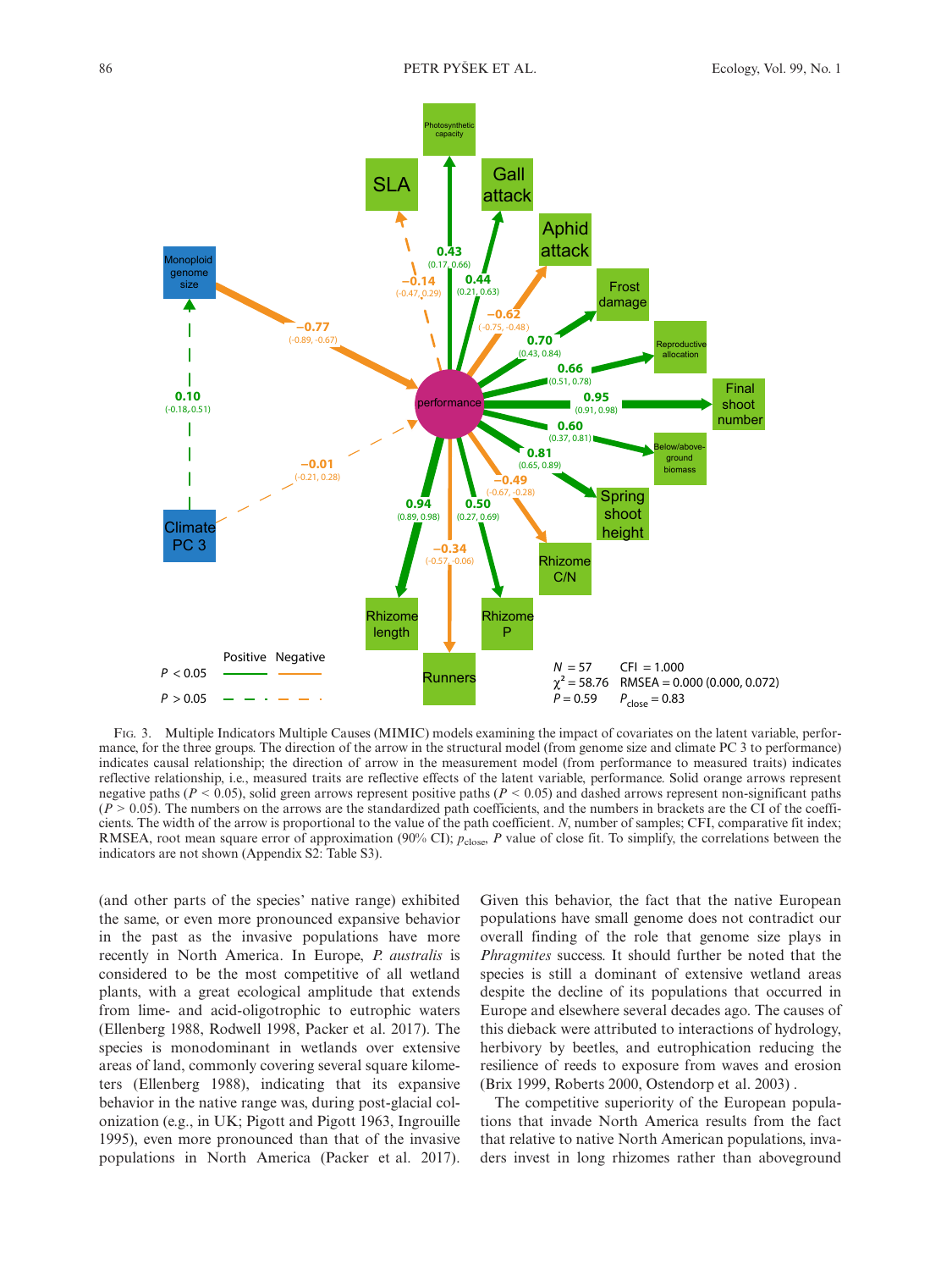Fig. 3. Multiple Indicators Multiple Causes (MIMIC) models examining the impact of covariates on the latent variable, performance, for the three groups. The direction of the arrow in the structural model (from genome size and climate PC 3 to performance) indicates causal relationship; the direction of arrow in the measurement model (from performance to measured traits) indicates reflective relationship, i.e., measured traits are reflective effects of the latent variable, performance. Solid orange arrows represent negative paths ($P < 0.05$), solid green arrows represent positive paths ($P < 0.05$) and dashed arrows represent non-significant paths ($P > 0.05$). The numbers on the arrows are the standardized path coefficients, and the numbers in brackets are the CI of the coefficients. The width of the arrow is proportional to the value of the path coefficient. $N$, number of samples; CFI, comparative fit index; RMSEA, root mean square error of approximation (90% CI); $p_{close}$, $P$ value of close fit. To simplify, the correlations between the indicators are not shown (Appendix S2: Table S3).

(and other parts of the species' native range) exhibited the same, or even more pronounced expansive behavior in the past as the invasive populations have more recently in North America. In Europe, *P. australis* is considered to be the most competitive of all wetland plants, with a great ecological amplitude that extends from lime- and acid-oligotrophic to eutrophic waters (Ellenberg 1988, Rodwell 1998, Packer et al. 2017). The species is monodominant in wetlands over extensive areas of land, commonly covering several square kilometers (Ellenberg 1988), indicating that its expansive behavior in the native range was, during post-glacial colonization (e.g., in UK; Pigott and Pigott 1963, Ingrouille 1995), even more pronounced than that of the invasive populations in North America (Packer et al. 2017). Given this behavior, the fact that the native European populations have small genome does not contradict our overall finding of the role that genome size plays in *Phragmites* success. It should further be noted that the species is still a dominant of extensive wetland areas despite the decline of its populations that occurred in Europe and elsewhere several decades ago. The causes of this dieback were attributed to interactions of hydrology, herbivory by beetles, and eutrophication reducing the resilience of reeds to exposure from waves and erosion (Brix 1999, Roberts 2000, Ostendorp et al. 2003).

The competitive superiority of the European populations that invade North America results from the fact that relative to native North American populations, invaders invest in long rhizomes rather than aboveground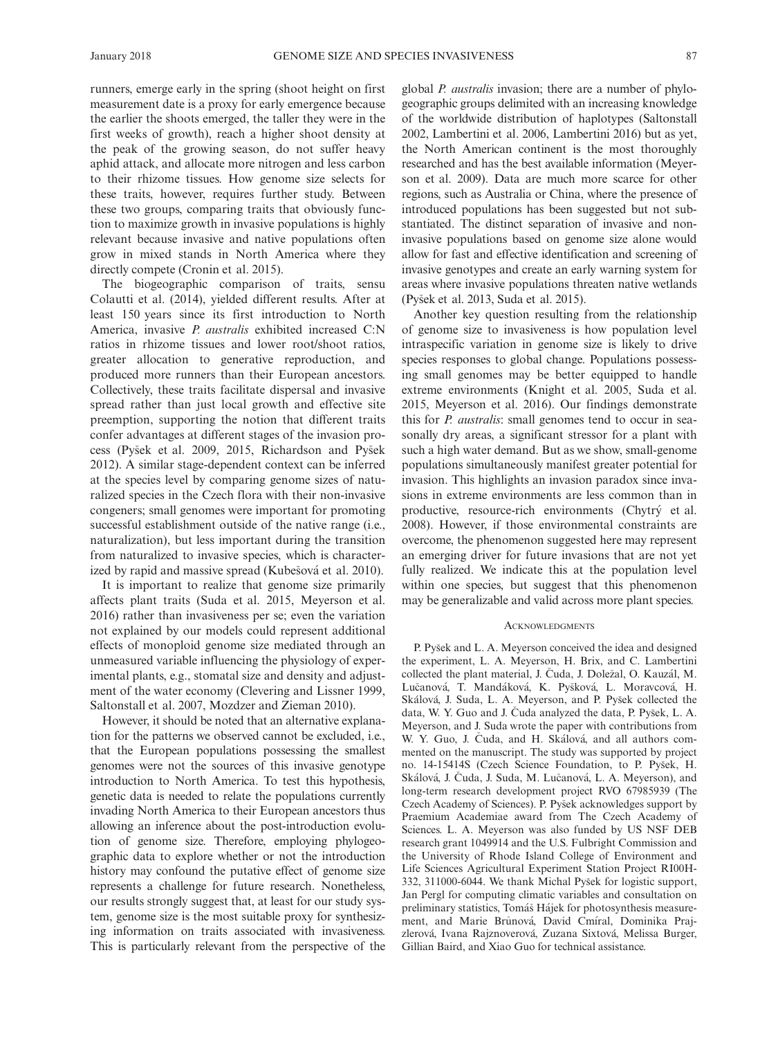runners, emerge early in the spring (shoot height on first measurement date is a proxy for early emergence because the earlier the shoots emerged, the taller they were in the first weeks of growth), reach a higher shoot density at the peak of the growing season, do not suffer heavy aphid attack, and allocate more nitrogen and less carbon to their rhizome tissues. How genome size selects for these traits, however, requires further study. Between these two groups, comparing traits that obviously function to maximize growth in invasive populations is highly relevant because invasive and native populations often grow in mixed stands in North America where they directly compete (Cronin et al. 2015).

The biogeographic comparison of traits, sensu Colautti et al. (2014), yielded different results. After at least 150 years since its first introduction to North America, invasive *P. australis* exhibited increased C:N ratios in rhizome tissues and lower root/shoot ratios, greater allocation to generative reproduction, and produced more runners than their European ancestors. Collectively, these traits facilitate dispersal and invasive spread rather than just local growth and effective site preemption, supporting the notion that different traits confer advantages at different stages of the invasion process (Pyšek et al. 2009, 2015, Richardson and Pyšek 2012). A similar stage-dependent context can be inferred at the species level by comparing genome sizes of naturalized species in the Czech flora with their non-invasive congeners; small genomes were important for promoting successful establishment outside of the native range (i.e., naturalization), but less important during the transition from naturalized to invasive species, which is characterized by rapid and massive spread (Kubešová et al. 2010).

It is important to realize that genome size primarily affects plant traits (Suda et al. 2015, Meyerson et al. 2016) rather than invasiveness per se; even the variation not explained by our models could represent additional effects of monoploid genome size mediated through an unmeasured variable influencing the physiology of experimental plants, e.g., stomatal size and density and adjustment of the water economy (Clevering and Lissner 1999, Saltonstall et al. 2007, Mozdzer and Zieman 2010).

However, it should be noted that an alternative explanation for the patterns we observed cannot be excluded, i.e., that the European populations possessing the smallest genomes were not the sources of this invasive genotype introduction to North America. To test this hypothesis, genetic data is needed to relate the populations currently invading North America to their European ancestors thus allowing an inference about the post-introduction evolution of genome size. Therefore, employing phylogeographic data to explore whether or not the introduction history may confound the putative effect of genome size represents a challenge for future research. Nonetheless, our results strongly suggest that, at least for our study system, genome size is the most suitable proxy for synthesizing information on traits associated with invasiveness. This is particularly relevant from the perspective of the global *P. australis* invasion; there are a number of phylogeographic groups delimited with an increasing knowledge of the worldwide distribution of haplotypes (Saltonstall 2002, Lambertini et al. 2006, Lambertini 2016) but as yet, the North American continent is the most thoroughly researched and has the best available information (Meyerson et al. 2009). Data are much more scarce for other regions, such as Australia or China, where the presence of introduced populations has been suggested but not substantiated. The distinct separation of invasive and noninvasive populations based on genome size alone would allow for fast and effective identification and screening of invasive genotypes and create an early warning system for areas where invasive populations threaten native wetlands (Pyšek et al. 2013, Suda et al. 2015).

Another key question resulting from the relationship of genome size to invasiveness is how population level intraspecific variation in genome size is likely to drive species responses to global change. Populations possessing small genomes may be better equipped to handle extreme environments (Knight et al. 2005, Suda et al. 2015, Meyerson et al. 2016). Our findings demonstrate this for *P. australis*: small genomes tend to occur in seasonally dry areas, a significant stressor for a plant with such a high water demand. But as we show, small-genome populations simultaneously manifest greater potential for invasion. This highlights an invasion paradox since invasions in extreme environments are less common than in productive, resource-rich environments (Chytrý et al. 2008). However, if those environmental constraints are overcome, the phenomenon suggested here may represent an emerging driver for future invasions that are not yet fully realized. We indicate this at the population level within one species, but suggest that this phenomenon may be generalizable and valid across more plant species.

## Acknowledgments

P. Pyšek and L. A. Meyerson conceived the idea and designed the experiment, L. A. Meyerson, H. Brix, and C. Lambertini collected the plant material, J. Čuda, J. Doležal, O. Kauzál, M. Lučanová, T. Mandáková, K. Pyšková, L. Moravcová, H. Skálová, J. Suda, L. A. Meyerson, and P. Pyšek collected the data, W. Y. Guo and J. Čuda analyzed the data, P. Pyšek, L. A. Meyerson, and J. Suda wrote the paper with contributions from W. Y. Guo, J. Čuda, and H. Skálová, and all authors commented on the manuscript. The study was supported by project no. 14-15414S (Czech Science Foundation, to P. Pyšek, H. Skálová, J. Čuda, J. Suda, M. Lučanová, L. A. Meyerson), and long-term research development project RVO 67985939 (The Czech Academy of Sciences). P. Pyšek acknowledges support by Praemium Academiae award from The Czech Academy of Sciences. L. A. Meyerson was also funded by US NSF DEB research grant 1049914 and the U.S. Fulbright Commission and the University of Rhode Island College of Environment and Life Sciences Agricultural Experiment Station Project RI00H-332, 311000-6044. We thank Michal Pyšek for logistic support, Jan Pergl for computing climatic variables and consultation on preliminary statistics, Tomáš Hájek for photosynthesis measurement, and Marie Brůnová, David Cmíral, Dominika Prajzlerová, Ivana Rajznoverová, Zuzana Sixtová, Melissa Burger, Gillian Baird, and Xiao Guo for technical assistance.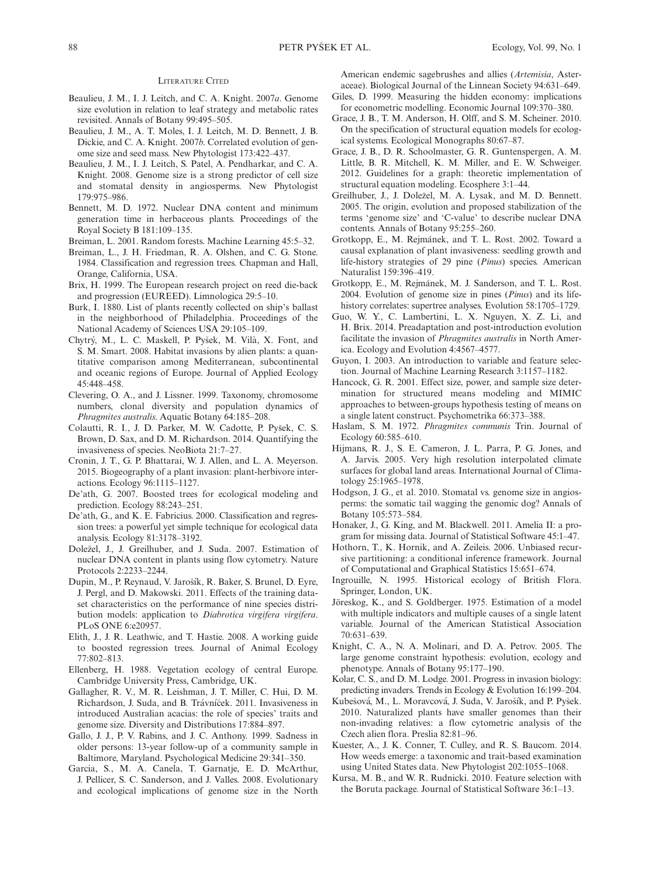## Literature Cited

Beaulieu, J. M., I. J. Leitch, and C. A. Knight. 2007*a*. Genome size evolution in relation to leaf strategy and metabolic rates revisited. Annals of Botany 99:495–505.

Beaulieu, J. M., A. T. Moles, I. J. Leitch, M. D. Bennett, J. B. Dickie, and C. A. Knight. 2007*b*. Correlated evolution of genome size and seed mass. New Phytologist 173:422–437.

Beaulieu, J. M., I. J. Leitch, S. Patel, A. Pendharkar, and C. A. Knight. 2008. Genome size is a strong predictor of cell size and stomatal density in angiosperms. New Phytologist 179:975–986.

Bennett, M. D. 1972. Nuclear DNA content and minimum generation time in herbaceous plants. Proceedings of the Royal Society B 181:109–135.

Breiman, L. 2001. Random forests. Machine Learning 45:5–32.

Breiman, L., J. H. Friedman, R. A. Olshen, and C. G. Stone. 1984. Classification and regression trees. Chapman and Hall, Orange, California, USA.

Brix, H. 1999. The European research project on reed die-back and progression (EUREED). Limnologica 29:5–10.

Burk, I. 1880. List of plants recently collected on ship's ballast in the neighborhood of Philadelphia. Proceedings of the National Academy of Sciences USA 29:105–109.

Chytrý, M., L. C. Maskell, P. Pyšek, M. Vilà, X. Font, and S. M. Smart. 2008. Habitat invasions by alien plants: a quantitative comparison among Mediterranean, subcontinental and oceanic regions of Europe. Journal of Applied Ecology 45:448–458.

Clevering, O. A., and J. Lissner. 1999. Taxonomy, chromosome numbers, clonal diversity and population dynamics of *Phragmites australis*. Aquatic Botany 64:185–208.

Colautti, R. I., J. D. Parker, M. W. Cadotte, P. Pyšek, C. S. Brown, D. Sax, and D. M. Richardson. 2014. Quantifying the invasiveness of species. NeoBiota 21:7–27.

Cronin, J. T., G. P. Bhattarai, W. J. Allen, and L. A. Meyerson. 2015. Biogeography of a plant invasion: plant-herbivore interactions. Ecology 96:1115–1127.

De'ath, G. 2007. Boosted trees for ecological modeling and prediction. Ecology 88:243–251.

De'ath, G., and K. E. Fabricius. 2000. Classification and regression trees: a powerful yet simple technique for ecological data analysis. Ecology 81:3178–3192.

Doležel, J., J. Greilhuber, and J. Suda. 2007. Estimation of nuclear DNA content in plants using flow cytometry. Nature Protocols 2:2233–2244.

Dupin, M., P. Reynaud, V. Jarošík, R. Baker, S. Brunel, D. Eyre, J. Pergl, and D. Makowski. 2011. Effects of the training dataset characteristics on the performance of nine species distribution models: application to *Diabrotica virgifera virgifera*. PLoS ONE 6:e20957.

Elith, J., J. R. Leathwic, and T. Hastie. 2008. A working guide to boosted regression trees. Journal of Animal Ecology 77:802–813.

Ellenberg, H. 1988. Vegetation ecology of central Europe. Cambridge University Press, Cambridge, UK.

Gallagher, R. V., M. R. Leishman, J. T. Miller, C. Hui, D. M. Richardson, J. Suda, and B. Trávníček. 2011. Invasiveness in introduced Australian acacias: the role of species' traits and genome size. Diversity and Distributions 17:884–897.

Gallo, J. J., P. V. Rabins, and J. C. Anthony. 1999. Sadness in older persons: 13-year follow-up of a community sample in Baltimore, Maryland. Psychological Medicine 29:341–350.

Garcia, S., M. A. Canela, T. Garnatje, E. D. McArthur, J. Pellicer, S. C. Sanderson, and J. Valles. 2008. Evolutionary and ecological implications of genome size in the North American endemic sagebrushes and allies (*Artemisia*, Asteraceae). Biological Journal of the Linnean Society 94:631–649.

Giles, D. 1999. Measuring the hidden economy: implications for econometric modelling. Economic Journal 109:370–380.

Grace, J. B., T. M. Anderson, H. Olff, and S. M. Scheiner. 2010. On the specification of structural equation models for ecological systems. Ecological Monographs 80:67–87.

Grace, J. B., D. R. Schoolmaster, G. R. Guntenspergen, A. M. Little, B. R. Mitchell, K. M. Miller, and E. W. Schweiger. 2012. Guidelines for a graph: theoretic implementation of structural equation modeling. Ecosphere 3:1–44.

Greilhuber, J., J. Doležel, M. A. Lysak, and M. D. Bennett. 2005. The origin, evolution and proposed stabilization of the terms 'genome size' and 'C-value' to describe nuclear DNA contents. Annals of Botany 95:255–260.

Grotkopp, E., M. Rejmánek, and T. L. Rost. 2002. Toward a causal explanation of plant invasiveness: seedling growth and life-history strategies of 29 pine (*Pinus*) species. American Naturalist 159:396–419.

Grotkopp, E., M. Rejmánek, M. J. Sanderson, and T. L. Rost. 2004. Evolution of genome size in pines (*Pinus*) and its life-history correlates: supertree analyses. Evolution 58:1705–1729.

Guo, W. Y., C. Lambertini, L. X. Nguyen, X. Z. Li, and H. Brix. 2014. Preadaptation and post-introduction evolution facilitate the invasion of *Phragmites australis* in North America. Ecology and Evolution 4:4567–4577.

Guyon, I. 2003. An introduction to variable and feature selection. Journal of Machine Learning Research 3:1157–1182.

Hancock, G. R. 2001. Effect size, power, and sample size determination for structured means modeling and MIMIC approaches to between-groups hypothesis testing of means on a single latent construct. Psychometrika 66:373–388.

Haslam, S. M. 1972. *Phragmites communis* Trin. Journal of Ecology 60:585–610.

Hijmans, R. J., S. E. Cameron, J. L. Parra, P. G. Jones, and A. Jarvis. 2005. Very high resolution interpolated climate surfaces for global land areas. International Journal of Climatology 25:1965–1978.

Hodgson, J. G., et al. 2010. Stomatal vs. genome size in angiosperms: the somatic tail wagging the genomic dog? Annals of Botany 105:573–584.

Honaker, J., G. King, and M. Blackwell. 2011. Amelia II: a program for missing data. Journal of Statistical Software 45:1–47.

Hothorn, T., K. Hornik, and A. Zeileis. 2006. Unbiased recursive partitioning: a conditional inference framework. Journal of Computational and Graphical Statistics 15:651–674.

Ingrouille, N. 1995. Historical ecology of British Flora. Springer, London, UK.

Jöreskog, K., and S. Goldberger. 1975. Estimation of a model with multiple indicators and multiple causes of a single latent variable. Journal of the American Statistical Association 70:631–639.

Knight, C. A., N. A. Molinari, and D. A. Petrov. 2005. The large genome constraint hypothesis: evolution, ecology and phenotype. Annals of Botany 95:177–190.

Kolar, C. S., and D. M. Lodge. 2001. Progress in invasion biology: predicting invaders. Trends in Ecology & Evolution 16:199–204.

Kubešová, M., L. Moravcová, J. Suda, V. Jarošík, and P. Pyšek. 2010. Naturalized plants have smaller genomes than their non-invading relatives: a flow cytometric analysis of the Czech alien flora. Preslia 82:81–96.

Kuester, A., J. K. Conner, T. Culley, and R. S. Baucom. 2014. How weeds emerge: a taxonomic and trait-based examination using United States data. New Phytologist 202:1055–1068.

Kursa, M. B., and W. R. Rudnicki. 2010. Feature selection with the Boruta package. Journal of Statistical Software 36:1–13.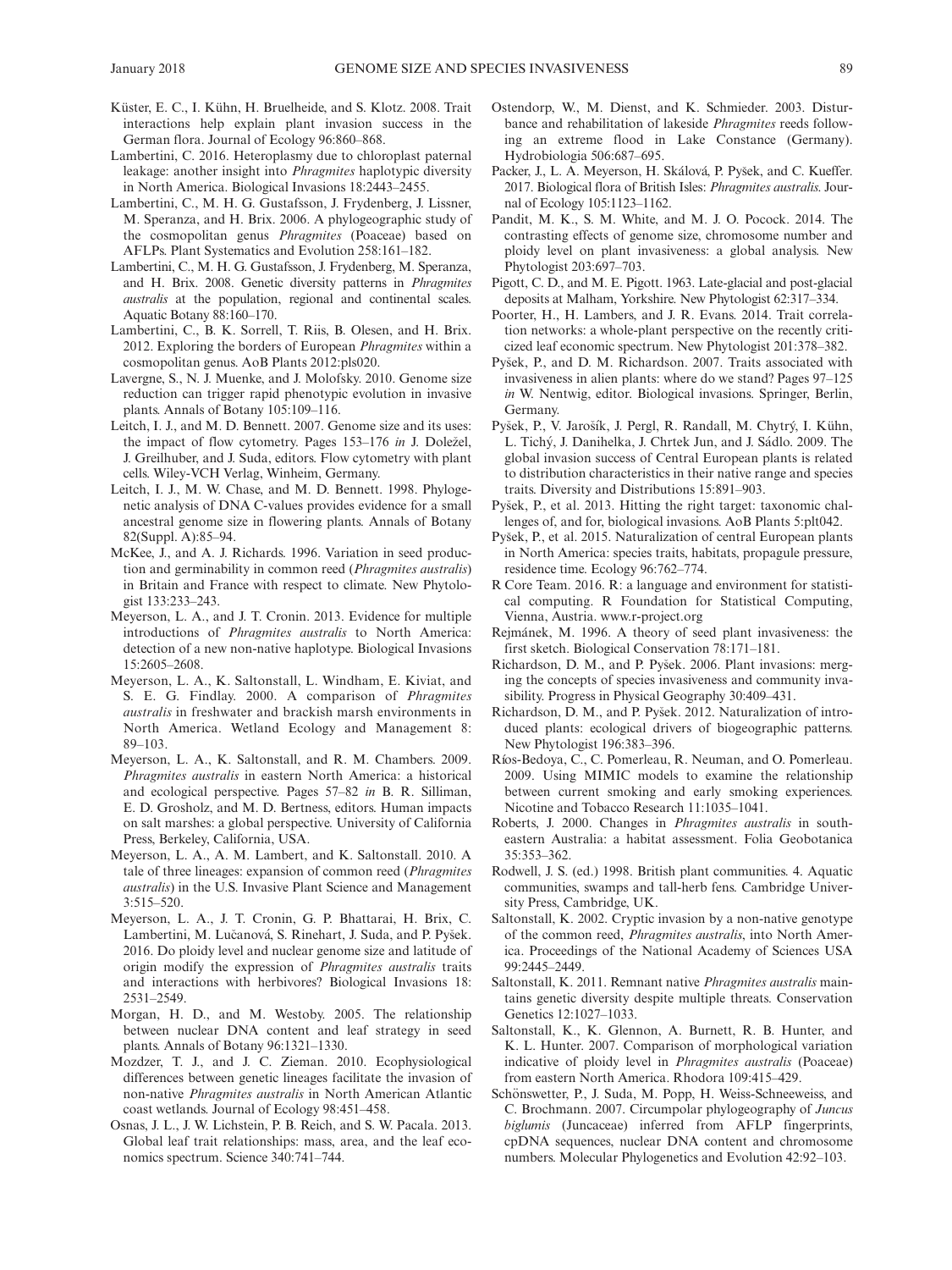Küster, E. C., I. Kühn, H. Bruelheide, and S. Klotz. 2008. Trait interactions help explain plant invasion success in the German flora. Journal of Ecology 96:860–868.

Lambertini, C. 2016. Heteroplasmy due to chloroplast paternal leakage: another insight into *Phragmites* haplotypic diversity in North America. Biological Invasions 18:2443–2455.

Lambertini, C., M. H. G. Gustafsson, J. Frydenberg, J. Lissner, M. Speranza, and H. Brix. 2006. A phylogeographic study of the cosmopolitan genus *Phragmites* (Poaceae) based on AFLPs. Plant Systematics and Evolution 258:161–182.

Lambertini, C., M. H. G. Gustafsson, J. Frydenberg, M. Speranza, and H. Brix. 2008. Genetic diversity patterns in *Phragmites australis* at the population, regional and continental scales. Aquatic Botany 88:160–170.

Lambertini, C., B. K. Sorrell, T. Riis, B. Olesen, and H. Brix. 2012. Exploring the borders of European *Phragmites* within a cosmopolitan genus. AoB Plants 2012:pls020.

Lavergne, S., N. J. Muenke, and J. Molofsky. 2010. Genome size reduction can trigger rapid phenotypic evolution in invasive plants. Annals of Botany 105:109–116.

Leitch, I. J., and M. D. Bennett. 2007. Genome size and its uses: the impact of flow cytometry. Pages 153–176 *in* J. Doležel, J. Greilhuber, and J. Suda, editors. Flow cytometry with plant cells. Wiley-VCH Verlag, Winheim, Germany.

Leitch, I. J., M. W. Chase, and M. D. Bennett. 1998. Phylogenetic analysis of DNA C-values provides evidence for a small ancestral genome size in flowering plants. Annals of Botany 82(Suppl. A):85–94.

McKee, J., and A. J. Richards. 1996. Variation in seed production and germinability in common reed (*Phragmites australis*) in Britain and France with respect to climate. New Phytologist 133:233–243.

Meyerson, L. A., and J. T. Cronin. 2013. Evidence for multiple introductions of *Phragmites australis* to North America: detection of a new non-native haplotype. Biological Invasions 15:2605–2608.

Meyerson, L. A., K. Saltonstall, L. Windham, E. Kiviat, and S. E. G. Findlay. 2000. A comparison of *Phragmites australis* in freshwater and brackish marsh environments in North America. Wetland Ecology and Management 8: 89–103.

Meyerson, L. A., K. Saltonstall, and R. M. Chambers. 2009. *Phragmites australis* in eastern North America: a historical and ecological perspective. Pages 57–82 *in* B. R. Silliman, E. D. Grosholz, and M. D. Bertness, editors. Human impacts on salt marshes: a global perspective. University of California Press, Berkeley, California, USA.

Meyerson, L. A., A. M. Lambert, and K. Saltonstall. 2010. A tale of three lineages: expansion of common reed (*Phragmites australis*) in the U.S. Invasive Plant Science and Management 3:515–520.

Meyerson, L. A., J. T. Cronin, G. P. Bhattarai, H. Brix, C. Lambertini, M. Lučanová, S. Rinehart, J. Suda, and P. Pyšek. 2016. Do ploidy level and nuclear genome size and latitude of origin modify the expression of *Phragmites australis* traits and interactions with herbivores? Biological Invasions 18: 2531–2549.

Morgan, H. D., and M. Westoby. 2005. The relationship between nuclear DNA content and leaf strategy in seed plants. Annals of Botany 96:1321–1330.

Mozdzer, T. J., and J. C. Zieman. 2010. Ecophysiological differences between genetic lineages facilitate the invasion of non-native *Phragmites australis* in North American Atlantic coast wetlands. Journal of Ecology 98:451–458.

Osnas, J. L., J. W. Lichstein, P. B. Reich, and S. W. Pacala. 2013. Global leaf trait relationships: mass, area, and the leaf economics spectrum. Science 340:741–744.

Ostendorp, W., M. Dienst, and K. Schmieder. 2003. Disturbance and rehabilitation of lakeside *Phragmites* reeds following an extreme flood in Lake Constance (Germany). Hydrobiologia 506:687–695.

Packer, J., L. A. Meyerson, H. Skálová, P. Pyšek, and C. Kueffer. 2017. Biological flora of British Isles: *Phragmites australis*. Journal of Ecology 105:1123–1162.

Pandit, M. K., S. M. White, and M. J. O. Pocock. 2014. The contrasting effects of genome size, chromosome number and ploidy level on plant invasiveness: a global analysis. New Phytologist 203:697–703.

Pigott, C. D., and M. E. Pigott. 1963. Late-glacial and post-glacial deposits at Malham, Yorkshire. New Phytologist 62:317–334.

Poorter, H., H. Lambers, and J. R. Evans. 2014. Trait correlation networks: a whole-plant perspective on the recently criticized leaf economic spectrum. New Phytologist 201:378–382.

Pyšek, P., and D. M. Richardson. 2007. Traits associated with invasiveness in alien plants: where do we stand? Pages 97–125 *in* W. Nentwig, editor. Biological invasions. Springer, Berlin, Germany.

Pyšek, P., V. Jarošík, J. Pergl, R. Randall, M. Chytrý, I. Kühn, L. Tichý, J. Danihelka, J. Chrtek Jun, and J. Sádlo. 2009. The global invasion success of Central European plants is related to distribution characteristics in their native range and species traits. Diversity and Distributions 15:891–903.

Pyšek, P., et al. 2013. Hitting the right target: taxonomic challenges of, and for, biological invasions. AoB Plants 5:plt042.

Pyšek, P., et al. 2015. Naturalization of central European plants in North America: species traits, habitats, propagule pressure, residence time. Ecology 96:762–774.

R Core Team. 2016. R: a language and environment for statistical computing. R Foundation for Statistical Computing, Vienna, Austria. www.r-project.org

Rejmánek, M. 1996. A theory of seed plant invasiveness: the first sketch. Biological Conservation 78:171–181.

Richardson, D. M., and P. Pyšek. 2006. Plant invasions: merging the concepts of species invasiveness and community invasibility. Progress in Physical Geography 30:409–431.

Richardson, D. M., and P. Pyšek. 2012. Naturalization of introduced plants: ecological drivers of biogeographic patterns. New Phytologist 196:383–396.

Ríos-Bedoya, C., C. Pomerleau, R. Neuman, and O. Pomerleau. 2009. Using MIMIC models to examine the relationship between current smoking and early smoking experiences. Nicotine and Tobacco Research 11:1035–1041.

Roberts, J. 2000. Changes in *Phragmites australis* in southeastern Australia: a habitat assessment. Folia Geobotanica 35:353–362.

Rodwell, J. S. (ed.) 1998. British plant communities. 4. Aquatic communities, swamps and tall-herb fens. Cambridge University Press, Cambridge, UK.

Saltonstall, K. 2002. Cryptic invasion by a non-native genotype of the common reed, *Phragmites australis*, into North America. Proceedings of the National Academy of Sciences USA 99:2445–2449.

Saltonstall, K. 2011. Remnant native *Phragmites australis* maintains genetic diversity despite multiple threats. Conservation Genetics 12:1027–1033.

Saltonstall, K., K. Glennon, A. Burnett, R. B. Hunter, and K. L. Hunter. 2007. Comparison of morphological variation indicative of ploidy level in *Phragmites australis* (Poaceae) from eastern North America. Rhodora 109:415–429.

Schönswetter, P., J. Suda, M. Popp, H. Weiss-Schneeweiss, and C. Brochmann. 2007. Circumpolar phylogeography of *Juncus biglumis* (Juncaceae) inferred from AFLP fingerprints, cpDNA sequences, nuclear DNA content and chromosome numbers. Molecular Phylogenetics and Evolution 42:92–103.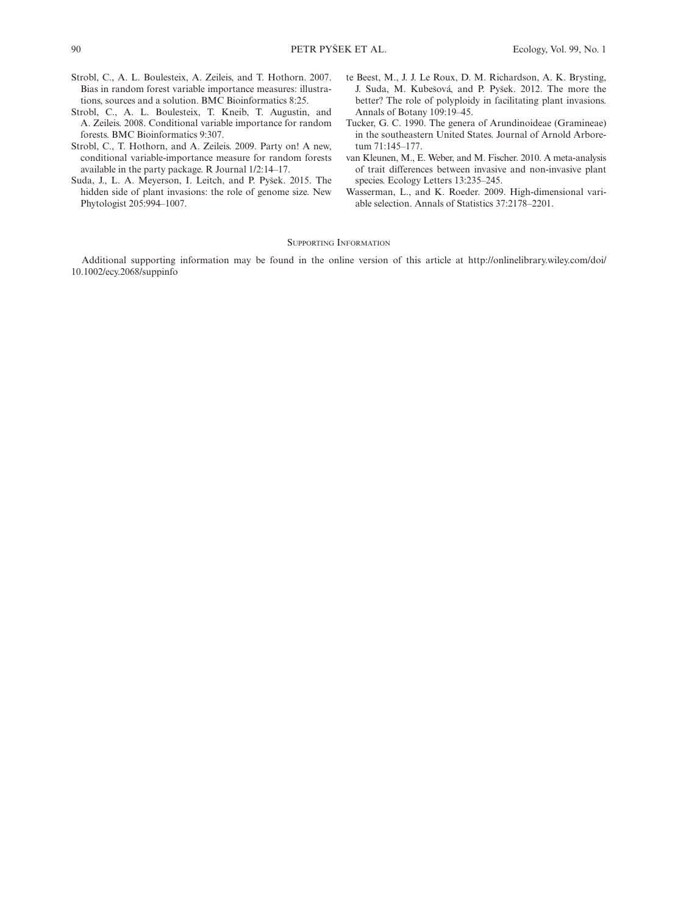Strobl, C., A. L. Boulesteix, A. Zeileis, and T. Hothorn. 2007. Bias in random forest variable importance measures: illustrations, sources and a solution. BMC Bioinformatics 8:25.

Strobl, C., A. L. Boulesteix, T. Kneib, T. Augustin, and A. Zeileis. 2008. Conditional variable importance for random forests. BMC Bioinformatics 9:307.

Strobl, C., T. Hothorn, and A. Zeileis. 2009. Party on! A new, conditional variable-importance measure for random forests available in the party package. R Journal 1/2:14–17.

Suda, J., L. A. Meyerson, I. Leitch, and P. Pyšek. 2015. The hidden side of plant invasions: the role of genome size. New Phytologist 205:994–1007.

te Beest, M., J. J. Le Roux, D. M. Richardson, A. K. Brysting, J. Suda, M. Kubešová, and P. Pyšek. 2012. The more the better? The role of polyploidy in facilitating plant invasions. Annals of Botany 109:19–45.

Tucker, G. C. 1990. The genera of Arundinoideae (Gramineae) in the southeastern United States. Journal of Arnold Arboretum 71:145–177.

van Kleunen, M., E. Weber, and M. Fischer. 2010. A meta-analysis of trait differences between invasive and non-invasive plant species. Ecology Letters 13:235–245.

Wasserman, L., and K. Roeder. 2009. High-dimensional variable selection. Annals of Statistics 37:2178–2201.

## Supporting Information

Additional supporting information may be found in the online version of this article at http://onlinelibrary.wiley.com/doi/10.1002/ecy.2068/suppinfo